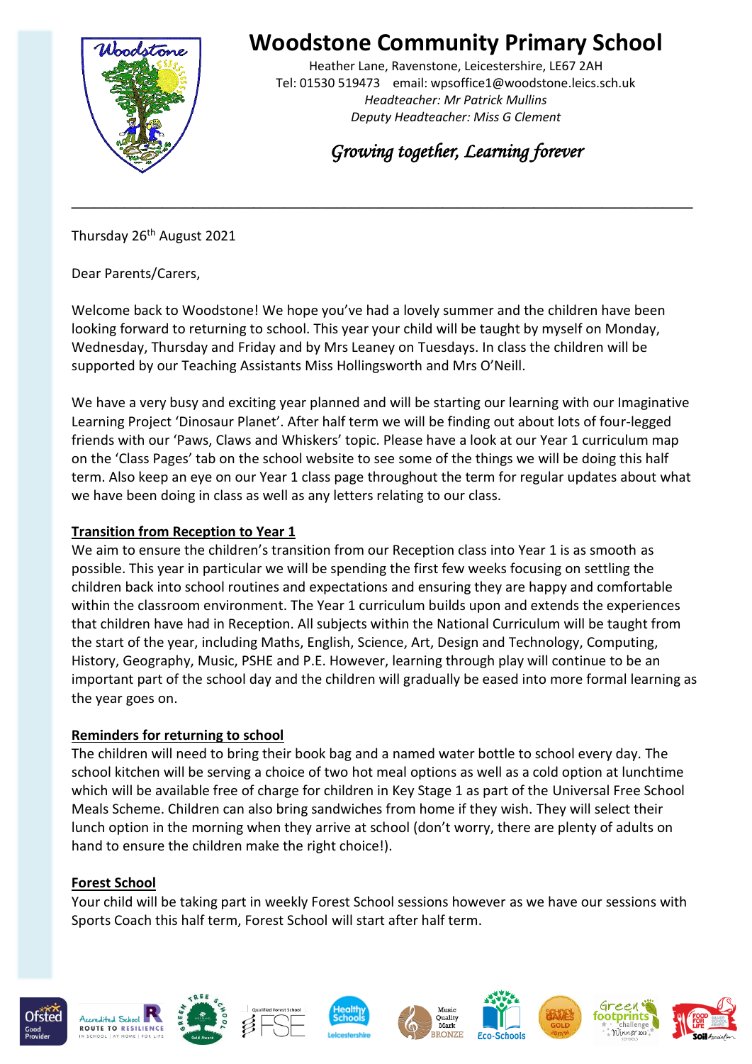# Woodstone Community Primary School

Heather Lane, Ravenstone, Leicestershire, LE67 2AH
Tel: 01530 519473 email: wpsoffice1@woodstone.leics.sch.uk
*Headteacher: Mr Patrick Mullins*
*Deputy Headteacher: Miss G Clement*

*Growing together, Learning forever*

---

Thursday 26th August 2021

Dear Parents/Carers,

Welcome back to Woodstone! We hope you've had a lovely summer and the children have been looking forward to returning to school. This year your child will be taught by myself on Monday, Wednesday, Thursday and Friday and by Mrs Leaney on Tuesdays. In class the children will be supported by our Teaching Assistants Miss Hollingsworth and Mrs O'Neill.

We have a very busy and exciting year planned and will be starting our learning with our Imaginative Learning Project 'Dinosaur Planet'. After half term we will be finding out about lots of four-legged friends with our 'Paws, Claws and Whiskers' topic. Please have a look at our Year 1 curriculum map on the 'Class Pages' tab on the school website to see some of the things we will be doing this half term. Also keep an eye on our Year 1 class page throughout the term for regular updates about what we have been doing in class as well as any letters relating to our class.

**Transition from Reception to Year 1**

We aim to ensure the children's transition from our Reception class into Year 1 is as smooth as possible. This year in particular we will be spending the first few weeks focusing on settling the children back into school routines and expectations and ensuring they are happy and comfortable within the classroom environment. The Year 1 curriculum builds upon and extends the experiences that children have had in Reception. All subjects within the National Curriculum will be taught from the start of the year, including Maths, English, Science, Art, Design and Technology, Computing, History, Geography, Music, PSHE and P.E. However, learning through play will continue to be an important part of the school day and the children will gradually be eased into more formal learning as the year goes on.

**Reminders for returning to school**

The children will need to bring their book bag and a named water bottle to school every day. The school kitchen will be serving a choice of two hot meal options as well as a cold option at lunchtime which will be available free of charge for children in Key Stage 1 as part of the Universal Free School Meals Scheme. Children can also bring sandwiches from home if they wish. They will select their lunch option in the morning when they arrive at school (don't worry, there are plenty of adults on hand to ensure the children make the right choice!).

**Forest School**

Your child will be taking part in weekly Forest School sessions however as we have our sessions with Sports Coach this half term, Forest School will start after half term.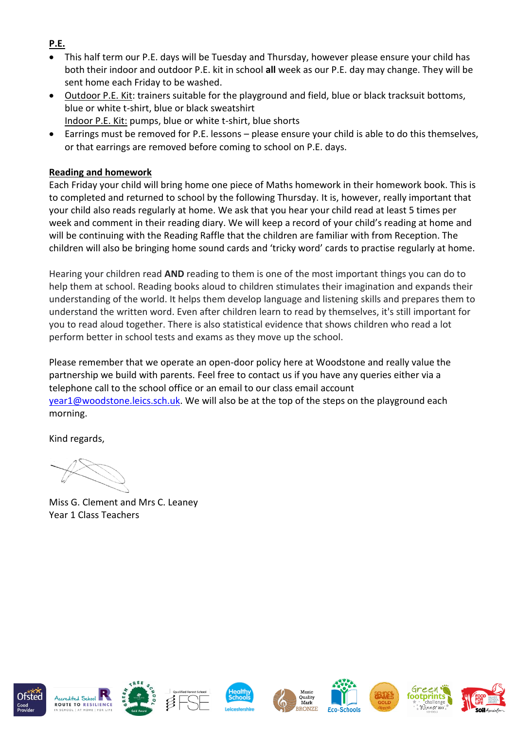**P.E.**

- This half term our P.E. days will be Tuesday and Thursday, however please ensure your child has both their indoor and outdoor P.E. kit in school **all** week as our P.E. day may change. They will be sent home each Friday to be washed.
- Outdoor P.E. Kit: trainers suitable for the playground and field, blue or black tracksuit bottoms, blue or white t-shirt, blue or black sweatshirt
  Indoor P.E. Kit: pumps, blue or white t-shirt, blue shorts
- Earrings must be removed for P.E. lessons – please ensure your child is able to do this themselves, or that earrings are removed before coming to school on P.E. days.

**Reading and homework**

Each Friday your child will bring home one piece of Maths homework in their homework book. This is to completed and returned to school by the following Thursday. It is, however, really important that your child also reads regularly at home. We ask that you hear your child read at least 5 times per week and comment in their reading diary. We will keep a record of your child's reading at home and will be continuing with the Reading Raffle that the children are familiar with from Reception. The children will also be bringing home sound cards and 'tricky word' cards to practise regularly at home.

Hearing your children read **AND** reading to them is one of the most important things you can do to help them at school. Reading books aloud to children stimulates their imagination and expands their understanding of the world. It helps them develop language and listening skills and prepares them to understand the written word. Even after children learn to read by themselves, it's still important for you to read aloud together. There is also statistical evidence that shows children who read a lot perform better in school tests and exams as they move up the school.

Please remember that we operate an open-door policy here at Woodstone and really value the partnership we build with parents. Feel free to contact us if you have any queries either via a telephone call to the school office or an email to our class email account year1@woodstone.leics.sch.uk. We will also be at the top of the steps on the playground each morning.

Kind regards,

Miss G. Clement and Mrs C. Leaney
Year 1 Class Teachers